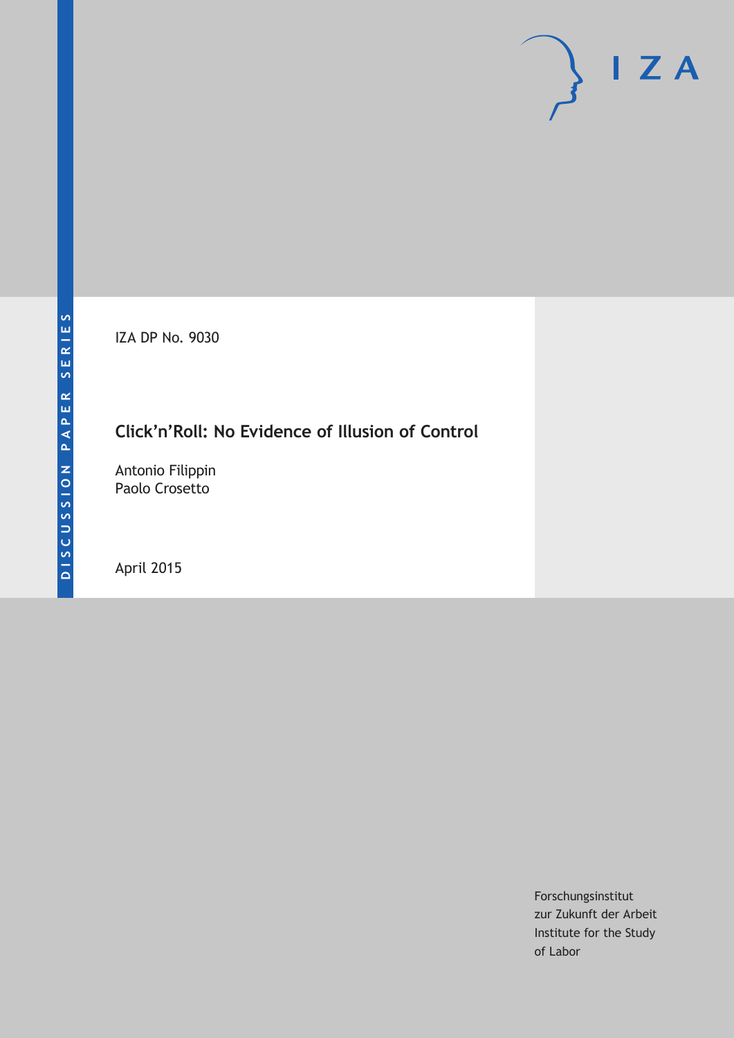DISCUSSION PAPER SERIES

IZA DP No. 9030

# Click'n'Roll: No Evidence of Illusion of Control

Antonio Filippin
Paolo Crosetto

April 2015

Forschungsinstitut
zur Zukunft der Arbeit
Institute for the Study
of Labor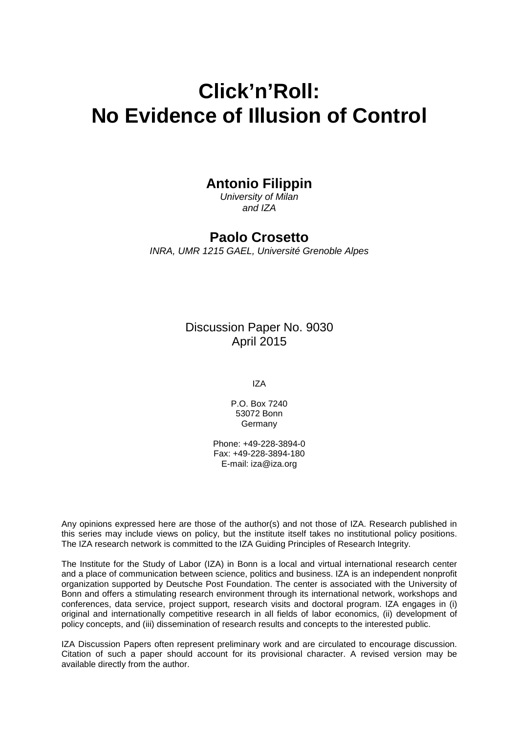# Click'n'Roll: No Evidence of Illusion of Control

**Antonio Filippin**
*University of Milan*
*and IZA*

**Paolo Crosetto**
*INRA, UMR 1215 GAEL, Université Grenoble Alpes*

Discussion Paper No. 9030
April 2015

IZA

P.O. Box 7240
53072 Bonn
Germany

Phone: +49-228-3894-0
Fax: +49-228-3894-180
E-mail: iza@iza.org

Any opinions expressed here are those of the author(s) and not those of IZA. Research published in this series may include views on policy, but the institute itself takes no institutional policy positions. The IZA research network is committed to the IZA Guiding Principles of Research Integrity.

The Institute for the Study of Labor (IZA) in Bonn is a local and virtual international research center and a place of communication between science, politics and business. IZA is an independent nonprofit organization supported by Deutsche Post Foundation. The center is associated with the University of Bonn and offers a stimulating research environment through its international network, workshops and conferences, data service, project support, research visits and doctoral program. IZA engages in (i) original and internationally competitive research in all fields of labor economics, (ii) development of policy concepts, and (iii) dissemination of research results and concepts to the interested public.

IZA Discussion Papers often represent preliminary work and are circulated to encourage discussion. Citation of such a paper should account for its provisional character. A revised version may be available directly from the author.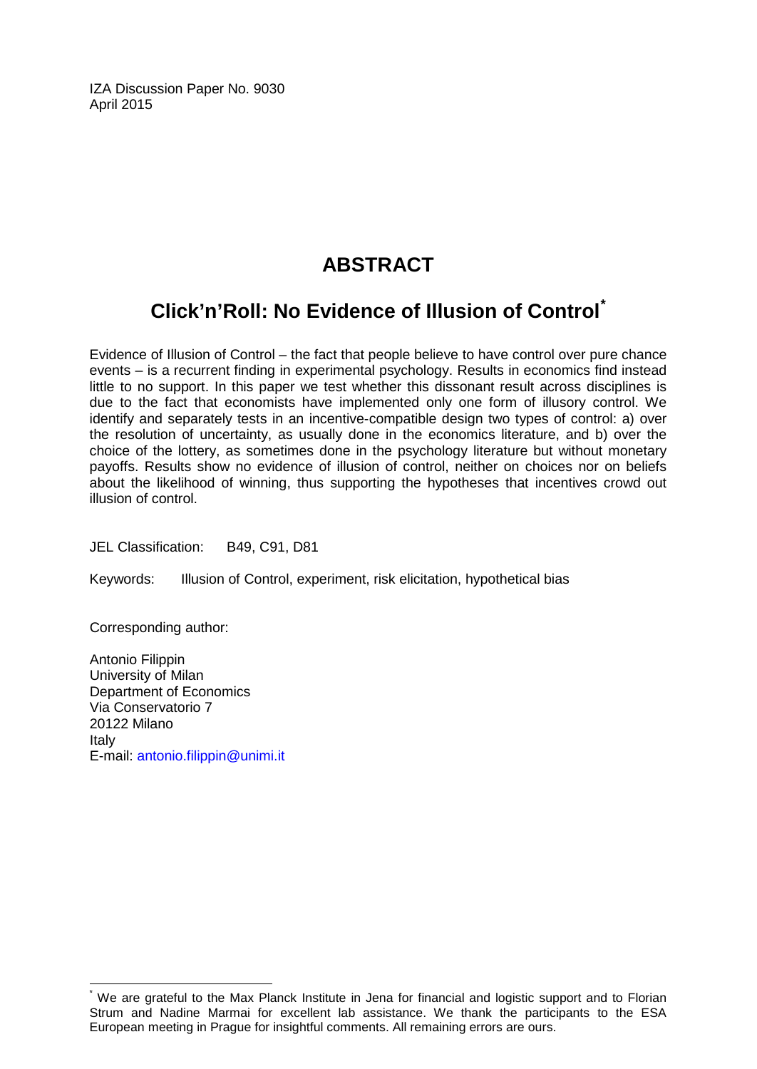IZA Discussion Paper No. 9030
April 2015

# ABSTRACT

## Click'n'Roll: No Evidence of Illusion of Control[*]

Evidence of Illusion of Control – the fact that people believe to have control over pure chance events – is a recurrent finding in experimental psychology. Results in economics find instead little to no support. In this paper we test whether this dissonant result across disciplines is due to the fact that economists have implemented only one form of illusory control. We identify and separately tests in an incentive-compatible design two types of control: a) over the resolution of uncertainty, as usually done in the economics literature, and b) over the choice of the lottery, as sometimes done in the psychology literature but without monetary payoffs. Results show no evidence of illusion of control, neither on choices nor on beliefs about the likelihood of winning, thus supporting the hypotheses that incentives crowd out illusion of control.

JEL Classification: B49, C91, D81

Keywords: Illusion of Control, experiment, risk elicitation, hypothetical bias

Corresponding author:

Antonio Filippin
University of Milan
Department of Economics
Via Conservatorio 7
20122 Milano
Italy
E-mail: antonio.filippin@unimi.it

---

[*] We are grateful to the Max Planck Institute in Jena for financial and logistic support and to Florian Strum and Nadine Marmai for excellent lab assistance. We thank the participants to the ESA European meeting in Prague for insightful comments. All remaining errors are ours.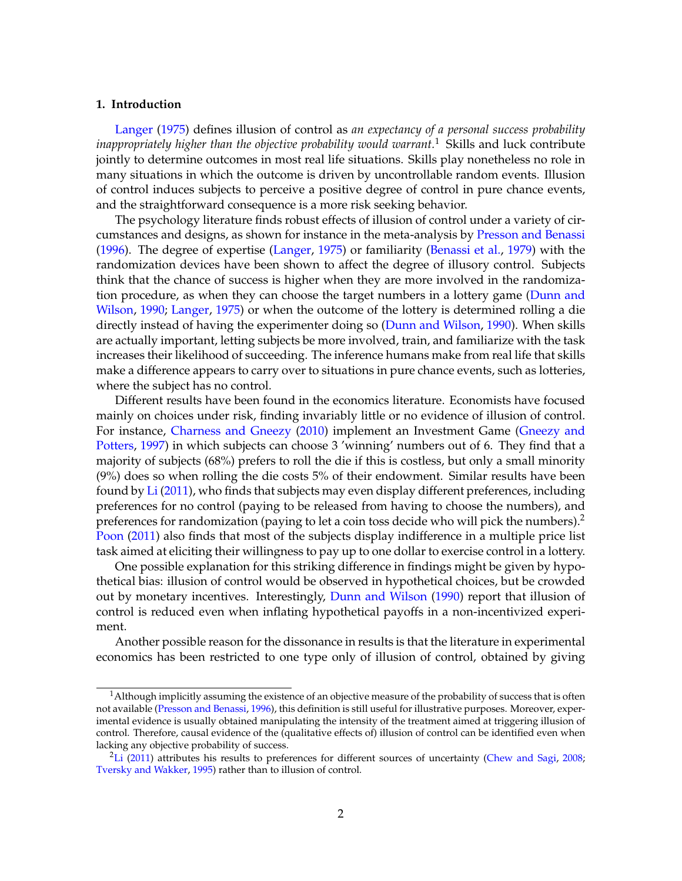## 1. Introduction

Langer (1975) defines illusion of control as *an expectancy of a personal success probability inappropriately higher than the objective probability would warrant.*[1] Skills and luck contribute jointly to determine outcomes in most real life situations. Skills play nonetheless no role in many situations in which the outcome is driven by uncontrollable random events. Illusion of control induces subjects to perceive a positive degree of control in pure chance events, and the straightforward consequence is a more risk seeking behavior.

The psychology literature finds robust effects of illusion of control under a variety of circumstances and designs, as shown for instance in the meta-analysis by Presson and Benassi (1996). The degree of expertise (Langer, 1975) or familiarity (Benassi et al., 1979) with the randomization devices have been shown to affect the degree of illusory control. Subjects think that the chance of success is higher when they are more involved in the randomization procedure, as when they can choose the target numbers in a lottery game (Dunn and Wilson, 1990; Langer, 1975) or when the outcome of the lottery is determined rolling a die directly instead of having the experimenter doing so (Dunn and Wilson, 1990). When skills are actually important, letting subjects be more involved, train, and familiarize with the task increases their likelihood of succeeding. The inference humans make from real life that skills make a difference appears to carry over to situations in pure chance events, such as lotteries, where the subject has no control.

Different results have been found in the economics literature. Economists have focused mainly on choices under risk, finding invariably little or no evidence of illusion of control. For instance, Charness and Gneezy (2010) implement an Investment Game (Gneezy and Potters, 1997) in which subjects can choose 3 'winning' numbers out of 6. They find that a majority of subjects (68%) prefers to roll the die if this is costless, but only a small minority (9%) does so when rolling the die costs 5% of their endowment. Similar results have been found by Li (2011), who finds that subjects may even display different preferences, including preferences for no control (paying to be released from having to choose the numbers), and preferences for randomization (paying to let a coin toss decide who will pick the numbers).[2] Poon (2011) also finds that most of the subjects display indifference in a multiple price list task aimed at eliciting their willingness to pay up to one dollar to exercise control in a lottery.

One possible explanation for this striking difference in findings might be given by hypothetical bias: illusion of control would be observed in hypothetical choices, but be crowded out by monetary incentives. Interestingly, Dunn and Wilson (1990) report that illusion of control is reduced even when inflating hypothetical payoffs in a non-incentivized experiment.

Another possible reason for the dissonance in results is that the literature in experimental economics has been restricted to one type only of illusion of control, obtained by giving

[1] Although implicitly assuming the existence of an objective measure of the probability of success that is often not available (Presson and Benassi, 1996), this definition is still useful for illustrative purposes. Moreover, experimental evidence is usually obtained manipulating the intensity of the treatment aimed at triggering illusion of control. Therefore, causal evidence of the (qualitative effects of) illusion of control can be identified even when lacking any objective probability of success.

[2] Li (2011) attributes his results to preferences for different sources of uncertainty (Chew and Sagi, 2008; Tversky and Wakker, 1995) rather than to illusion of control.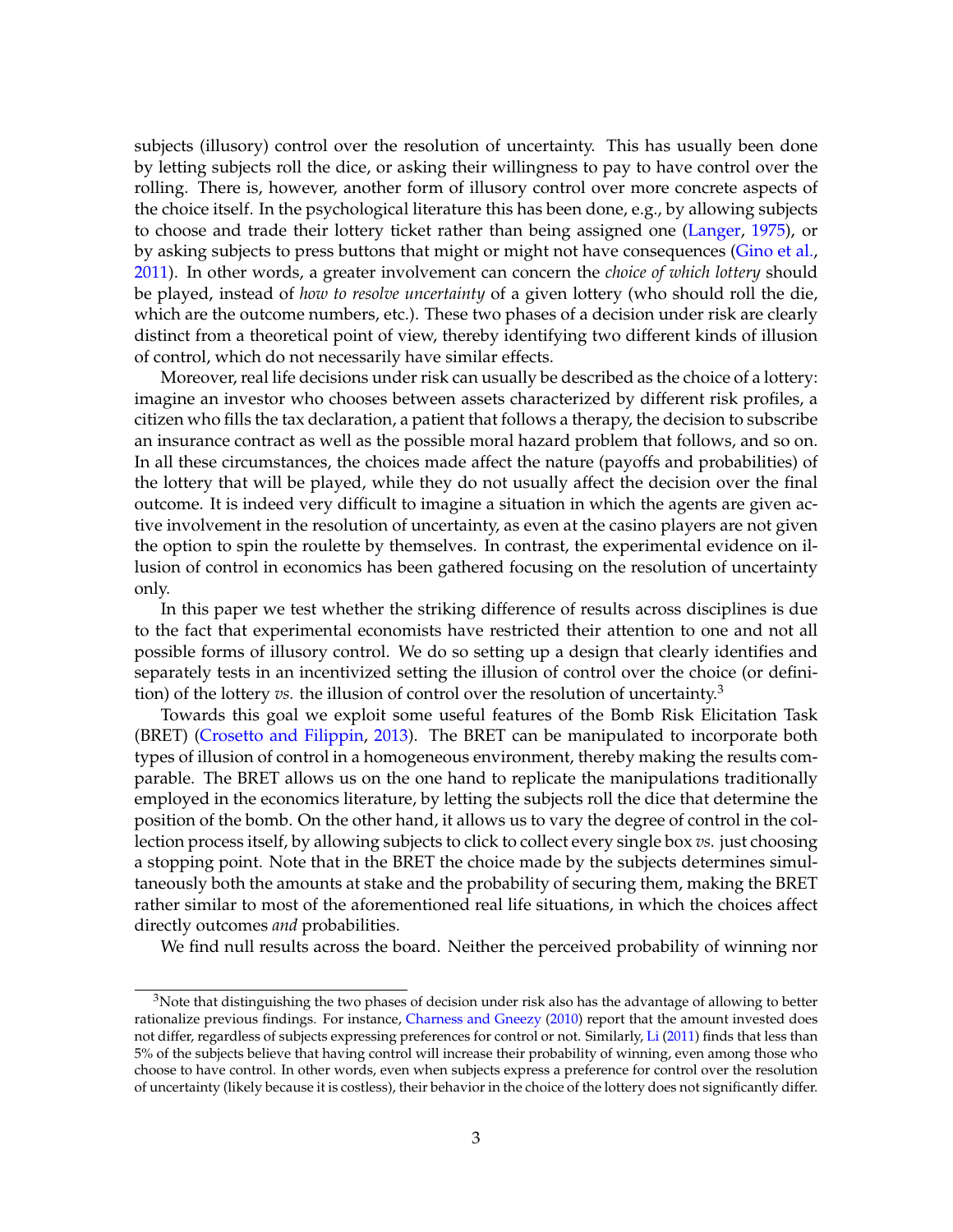subjects (illusory) control over the resolution of uncertainty. This has usually been done by letting subjects roll the dice, or asking their willingness to pay to have control over the rolling. There is, however, another form of illusory control over more concrete aspects of the choice itself. In the psychological literature this has been done, e.g., by allowing subjects to choose and trade their lottery ticket rather than being assigned one (Langer, 1975), or by asking subjects to press buttons that might or might not have consequences (Gino et al., 2011). In other words, a greater involvement can concern the *choice of which lottery* should be played, instead of *how to resolve uncertainty* of a given lottery (who should roll the die, which are the outcome numbers, etc.). These two phases of a decision under risk are clearly distinct from a theoretical point of view, thereby identifying two different kinds of illusion of control, which do not necessarily have similar effects.

Moreover, real life decisions under risk can usually be described as the choice of a lottery: imagine an investor who chooses between assets characterized by different risk profiles, a citizen who fills the tax declaration, a patient that follows a therapy, the decision to subscribe an insurance contract as well as the possible moral hazard problem that follows, and so on. In all these circumstances, the choices made affect the nature (payoffs and probabilities) of the lottery that will be played, while they do not usually affect the decision over the final outcome. It is indeed very difficult to imagine a situation in which the agents are given active involvement in the resolution of uncertainty, as even at the casino players are not given the option to spin the roulette by themselves. In contrast, the experimental evidence on illusion of control in economics has been gathered focusing on the resolution of uncertainty only.

In this paper we test whether the striking difference of results across disciplines is due to the fact that experimental economists have restricted their attention to one and not all possible forms of illusory control. We do so setting up a design that clearly identifies and separately tests in an incentivized setting the illusion of control over the choice (or definition) of the lottery *vs.* the illusion of control over the resolution of uncertainty.[3]

Towards this goal we exploit some useful features of the Bomb Risk Elicitation Task (BRET) (Crosetto and Filippin, 2013). The BRET can be manipulated to incorporate both types of illusion of control in a homogeneous environment, thereby making the results comparable. The BRET allows us on the one hand to replicate the manipulations traditionally employed in the economics literature, by letting the subjects roll the dice that determine the position of the bomb. On the other hand, it allows us to vary the degree of control in the collection process itself, by allowing subjects to click to collect every single box *vs.* just choosing a stopping point. Note that in the BRET the choice made by the subjects determines simultaneously both the amounts at stake and the probability of securing them, making the BRET rather similar to most of the aforementioned real life situations, in which the choices affect directly outcomes *and* probabilities.

We find null results across the board. Neither the perceived probability of winning nor

[3] Note that distinguishing the two phases of decision under risk also has the advantage of allowing to better rationalize previous findings. For instance, Charness and Gneezy (2010) report that the amount invested does not differ, regardless of subjects expressing preferences for control or not. Similarly, Li (2011) finds that less than 5% of the subjects believe that having control will increase their probability of winning, even among those who choose to have control. In other words, even when subjects express a preference for control over the resolution of uncertainty (likely because it is costless), their behavior in the choice of the lottery does not significantly differ.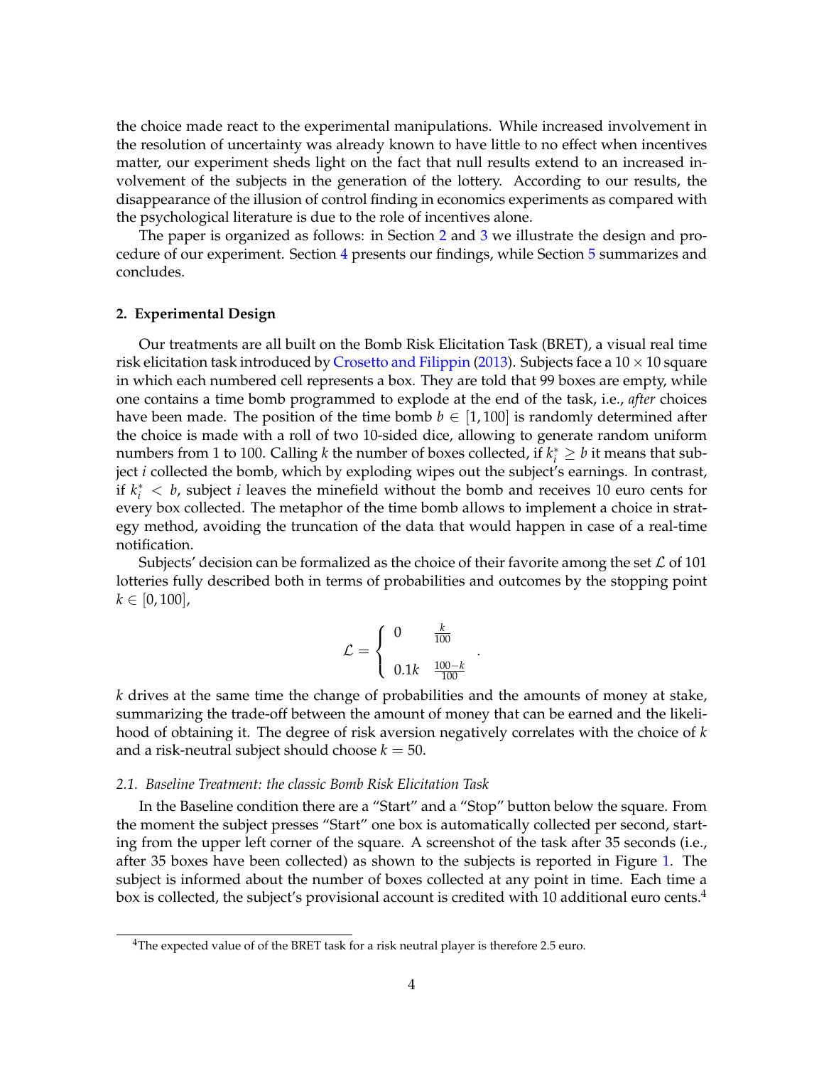the choice made react to the experimental manipulations. While increased involvement in the resolution of uncertainty was already known to have little to no effect when incentives matter, our experiment sheds light on the fact that null results extend to an increased involvement of the subjects in the generation of the lottery. According to our results, the disappearance of the illusion of control finding in economics experiments as compared with the psychological literature is due to the role of incentives alone.

The paper is organized as follows: in Section 2 and 3 we illustrate the design and procedure of our experiment. Section 4 presents our findings, while Section 5 summarizes and concludes.

## 2. Experimental Design

Our treatments are all built on the Bomb Risk Elicitation Task (BRET), a visual real time risk elicitation task introduced by Crosetto and Filippin (2013). Subjects face a $10 \times 10$ square in which each numbered cell represents a box. They are told that 99 boxes are empty, while one contains a time bomb programmed to explode at the end of the task, i.e., *after* choices have been made. The position of the time bomb $b \in [1, 100]$ is randomly determined after the choice is made with a roll of two 10-sided dice, allowing to generate random uniform numbers from 1 to 100. Calling $k$ the number of boxes collected, if $k_i^* \geq b$ it means that subject $i$ collected the bomb, which by exploding wipes out the subject's earnings. In contrast, if $k_i^* < b$, subject $i$ leaves the minefield without the bomb and receives 10 euro cents for every box collected. The metaphor of the time bomb allows to implement a choice in strategy method, avoiding the truncation of the data that would happen in case of a real-time notification.

Subjects' decision can be formalized as the choice of their favorite among the set $\mathcal{L}$ of 101 lotteries fully described both in terms of probabilities and outcomes by the stopping point $k \in [0, 100]$,

$$\mathcal{L} = \begin{cases} 0 & \frac{k}{100} \\ 0.1k & \frac{100-k}{100} \end{cases}.$$

$k$ drives at the same time the change of probabilities and the amounts of money at stake, summarizing the trade-off between the amount of money that can be earned and the likelihood of obtaining it. The degree of risk aversion negatively correlates with the choice of $k$ and a risk-neutral subject should choose $k = 50$.

### *2.1. Baseline Treatment: the classic Bomb Risk Elicitation Task*

In the Baseline condition there are a "Start" and a "Stop" button below the square. From the moment the subject presses "Start" one box is automatically collected per second, starting from the upper left corner of the square. A screenshot of the task after 35 seconds (i.e., after 35 boxes have been collected) as shown to the subjects is reported in Figure 1. The subject is informed about the number of boxes collected at any point in time. Each time a box is collected, the subject's provisional account is credited with 10 additional euro cents.[4]

[4]The expected value of of the BRET task for a risk neutral player is therefore 2.5 euro.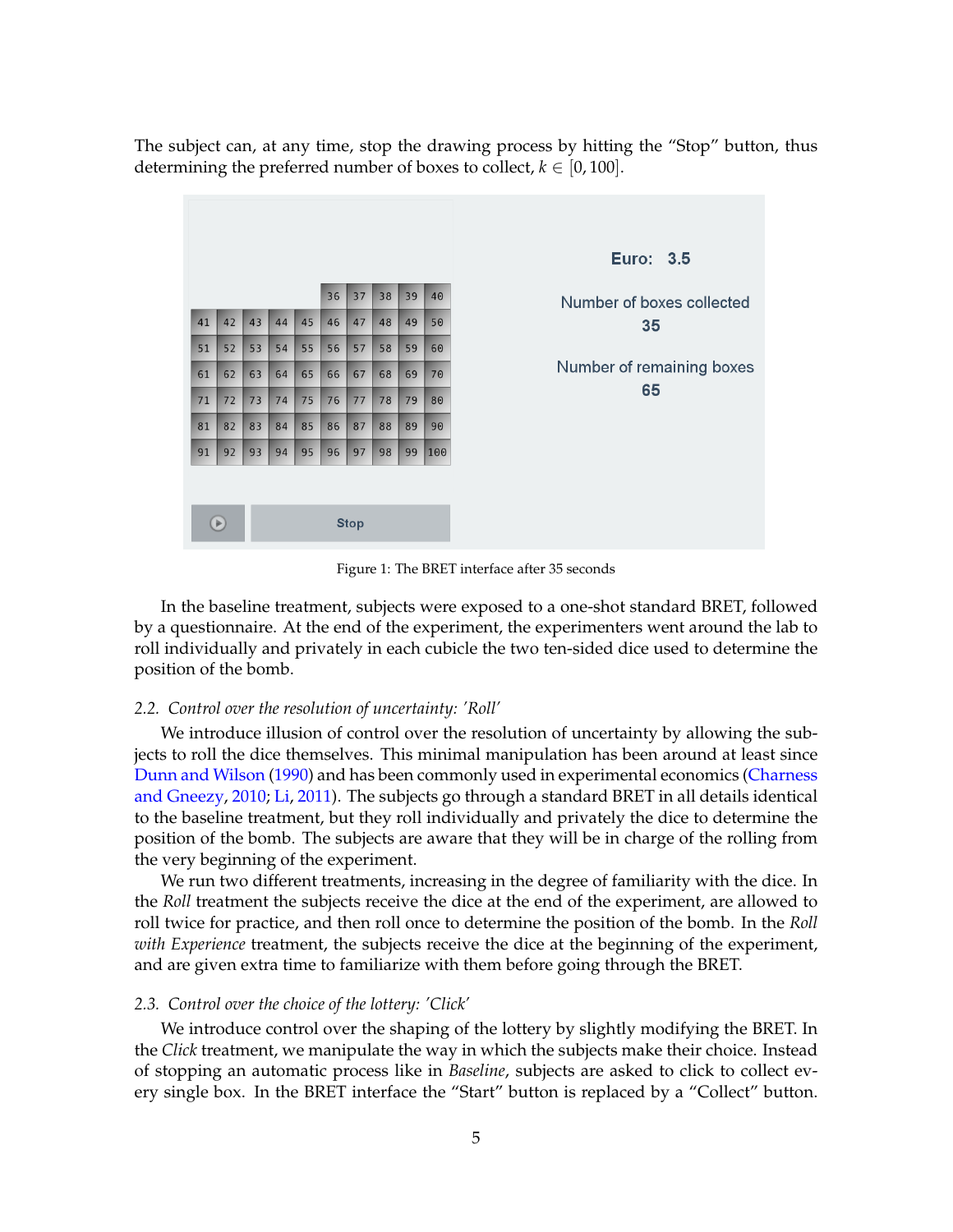The subject can, at any time, stop the drawing process by hitting the "Stop" button, thus determining the preferred number of boxes to collect, $k \in [0, 100]$.

Figure 1: The BRET interface after 35 seconds

In the baseline treatment, subjects were exposed to a one-shot standard BRET, followed by a questionnaire. At the end of the experiment, the experimenters went around the lab to roll individually and privately in each cubicle the two ten-sided dice used to determine the position of the bomb.

### 2.2. *Control over the resolution of uncertainty: 'Roll'*

We introduce illusion of control over the resolution of uncertainty by allowing the subjects to roll the dice themselves. This minimal manipulation has been around at least since Dunn and Wilson (1990) and has been commonly used in experimental economics (Charness and Gneezy, 2010; Li, 2011). The subjects go through a standard BRET in all details identical to the baseline treatment, but they roll individually and privately the dice to determine the position of the bomb. The subjects are aware that they will be in charge of the rolling from the very beginning of the experiment.

We run two different treatments, increasing in the degree of familiarity with the dice. In the *Roll* treatment the subjects receive the dice at the end of the experiment, are allowed to roll twice for practice, and then roll once to determine the position of the bomb. In the *Roll with Experience* treatment, the subjects receive the dice at the beginning of the experiment, and are given extra time to familiarize with them before going through the BRET.

### 2.3. *Control over the choice of the lottery: 'Click'*

We introduce control over the shaping of the lottery by slightly modifying the BRET. In the *Click* treatment, we manipulate the way in which the subjects make their choice. Instead of stopping an automatic process like in *Baseline*, subjects are asked to click to collect every single box. In the BRET interface the "Start" button is replaced by a "Collect" button.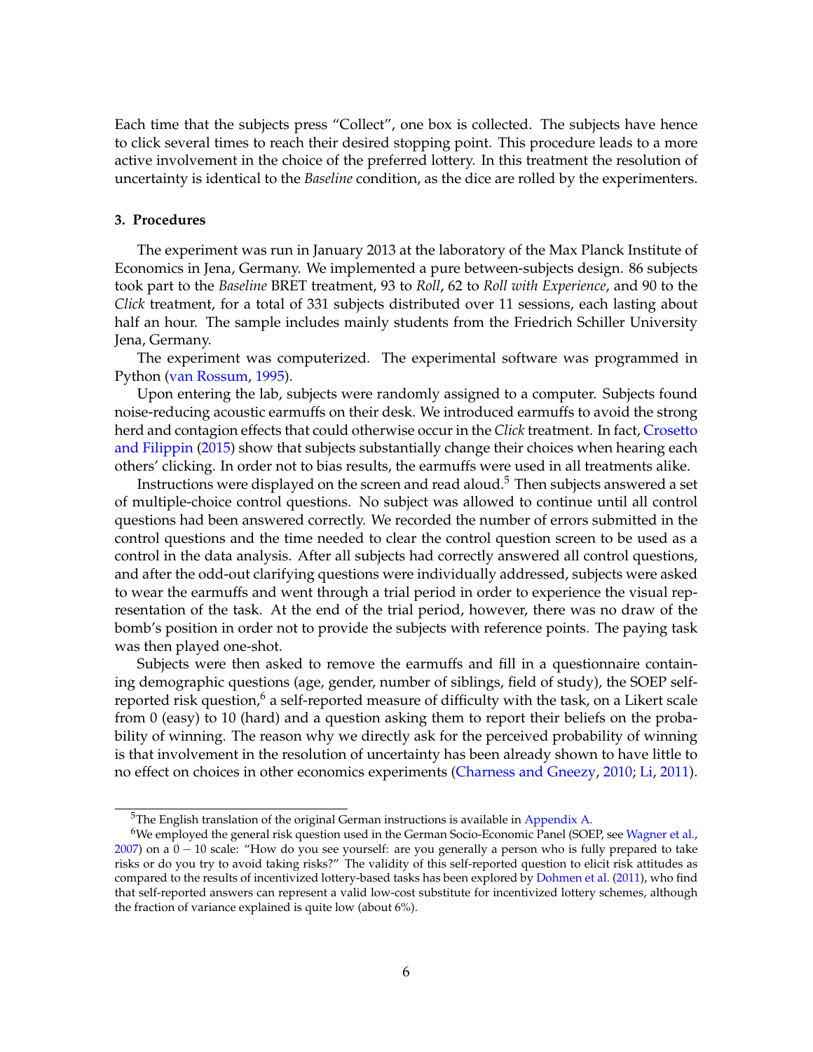Each time that the subjects press "Collect", one box is collected. The subjects have hence to click several times to reach their desired stopping point. This procedure leads to a more active involvement in the choice of the preferred lottery. In this treatment the resolution of uncertainty is identical to the *Baseline* condition, as the dice are rolled by the experimenters.

### 3. Procedures

The experiment was run in January 2013 at the laboratory of the Max Planck Institute of Economics in Jena, Germany. We implemented a pure between-subjects design. 86 subjects took part to the *Baseline* BRET treatment, 93 to *Roll*, 62 to *Roll with Experience*, and 90 to the *Click* treatment, for a total of 331 subjects distributed over 11 sessions, each lasting about half an hour. The sample includes mainly students from the Friedrich Schiller University Jena, Germany.

The experiment was computerized. The experimental software was programmed in Python (van Rossum, 1995).

Upon entering the lab, subjects were randomly assigned to a computer. Subjects found noise-reducing acoustic earmuffs on their desk. We introduced earmuffs to avoid the strong herd and contagion effects that could otherwise occur in the *Click* treatment. In fact, Crosetto and Filippin (2015) show that subjects substantially change their choices when hearing each others' clicking. In order not to bias results, the earmuffs were used in all treatments alike.

Instructions were displayed on the screen and read aloud.[5] Then subjects answered a set of multiple-choice control questions. No subject was allowed to continue until all control questions had been answered correctly. We recorded the number of errors submitted in the control questions and the time needed to clear the control question screen to be used as a control in the data analysis. After all subjects had correctly answered all control questions, and after the odd-out clarifying questions were individually addressed, subjects were asked to wear the earmuffs and went through a trial period in order to experience the visual representation of the task. At the end of the trial period, however, there was no draw of the bomb's position in order not to provide the subjects with reference points. The paying task was then played one-shot.

Subjects were then asked to remove the earmuffs and fill in a questionnaire containing demographic questions (age, gender, number of siblings, field of study), the SOEP self-reported risk question,[6] a self-reported measure of difficulty with the task, on a Likert scale from 0 (easy) to 10 (hard) and a question asking them to report their beliefs on the probability of winning. The reason why we directly ask for the perceived probability of winning is that involvement in the resolution of uncertainty has been already shown to have little to no effect on choices in other economics experiments (Charness and Gneezy, 2010; Li, 2011).

---

[5] The English translation of the original German instructions is available in Appendix A.

[6] We employed the general risk question used in the German Socio-Economic Panel (SOEP, see Wagner et al., 2007) on a $0-10$ scale: "How do you see yourself: are you generally a person who is fully prepared to take risks or do you try to avoid taking risks?" The validity of this self-reported question to elicit risk attitudes as compared to the results of incentivized lottery-based tasks has been explored by Dohmen et al. (2011), who find that self-reported answers can represent a valid low-cost substitute for incentivized lottery schemes, although the fraction of variance explained is quite low (about 6%).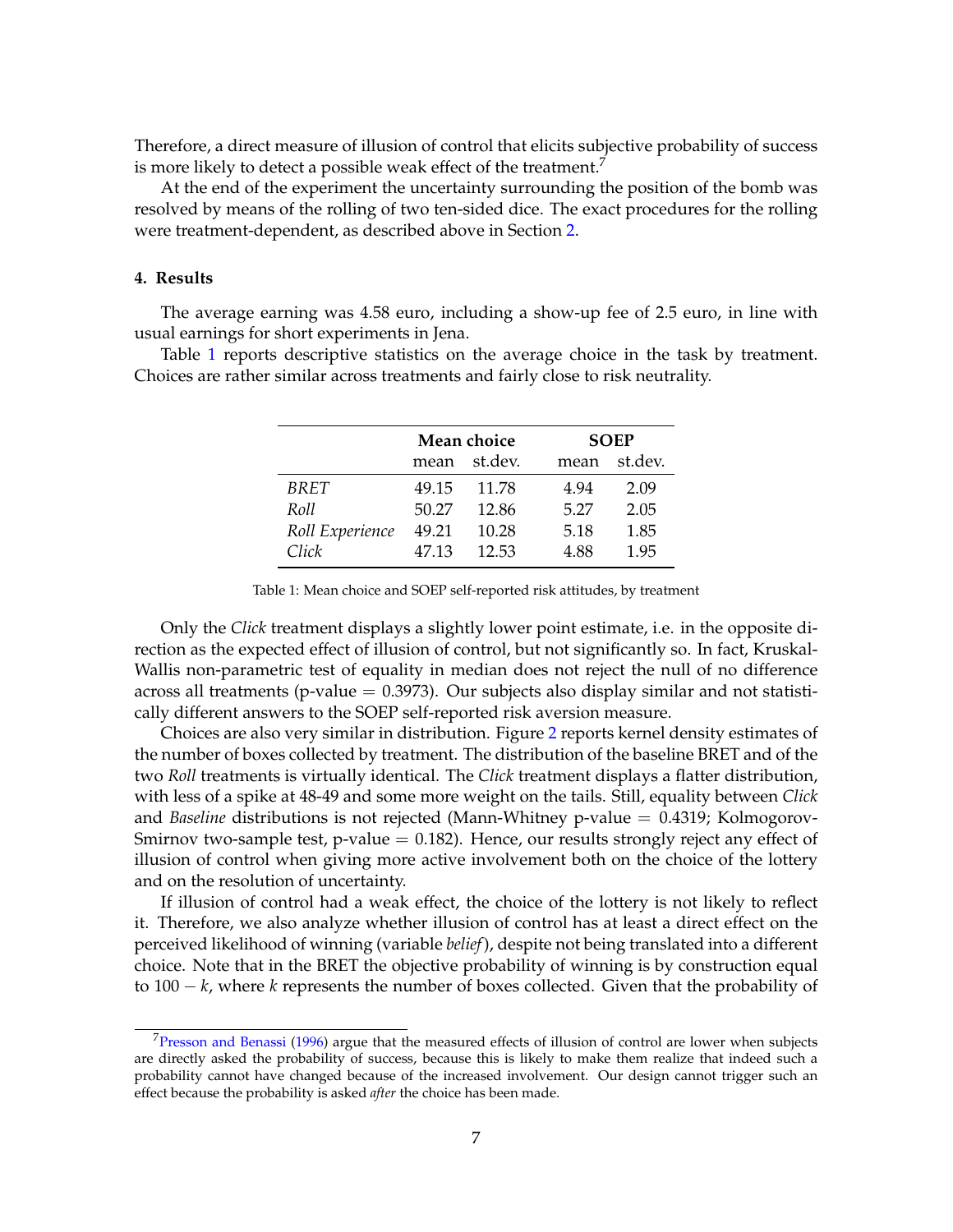Therefore, a direct measure of illusion of control that elicits subjective probability of success is more likely to detect a possible weak effect of the treatment.[7]

At the end of the experiment the uncertainty surrounding the position of the bomb was resolved by means of the rolling of two ten-sided dice. The exact procedures for the rolling were treatment-dependent, as described above in Section 2.

## 4. Results

The average earning was 4.58 euro, including a show-up fee of 2.5 euro, in line with usual earnings for short experiments in Jena.

Table 1 reports descriptive statistics on the average choice in the task by treatment. Choices are rather similar across treatments and fairly close to risk neutrality.

| | **Mean choice** | | **SOEP** | |
|---|---|---|---|---|
| | mean | st.dev. | mean | st.dev. |
| *BRET* | 49.15 | 11.78 | 4.94 | 2.09 |
| *Roll* | 50.27 | 12.86 | 5.27 | 2.05 |
| *Roll Experience* | 49.21 | 10.28 | 5.18 | 1.85 |
| *Click* | 47.13 | 12.53 | 4.88 | 1.95 |

Table 1: Mean choice and SOEP self-reported risk attitudes, by treatment

Only the *Click* treatment displays a slightly lower point estimate, i.e. in the opposite direction as the expected effect of illusion of control, but not significantly so. In fact, Kruskal-Wallis non-parametric test of equality in median does not reject the null of no difference across all treatments (p-value = 0.3973). Our subjects also display similar and not statistically different answers to the SOEP self-reported risk aversion measure.

Choices are also very similar in distribution. Figure 2 reports kernel density estimates of the number of boxes collected by treatment. The distribution of the baseline BRET and of the two *Roll* treatments is virtually identical. The *Click* treatment displays a flatter distribution, with less of a spike at 48-49 and some more weight on the tails. Still, equality between *Click* and *Baseline* distributions is not rejected (Mann-Whitney p-value = 0.4319; Kolmogorov-Smirnov two-sample test, p-value = 0.182). Hence, our results strongly reject any effect of illusion of control when giving more active involvement both on the choice of the lottery and on the resolution of uncertainty.

If illusion of control had a weak effect, the choice of the lottery is not likely to reflect it. Therefore, we also analyze whether illusion of control has at least a direct effect on the perceived likelihood of winning (variable *belief*), despite not being translated into a different choice. Note that in the BRET the objective probability of winning is by construction equal to $100 - k$, where $k$ represents the number of boxes collected. Given that the probability of

[7] Presson and Benassi (1996) argue that the measured effects of illusion of control are lower when subjects are directly asked the probability of success, because this is likely to make them realize that indeed such a probability cannot have changed because of the increased involvement. Our design cannot trigger such an effect because the probability is asked *after* the choice has been made.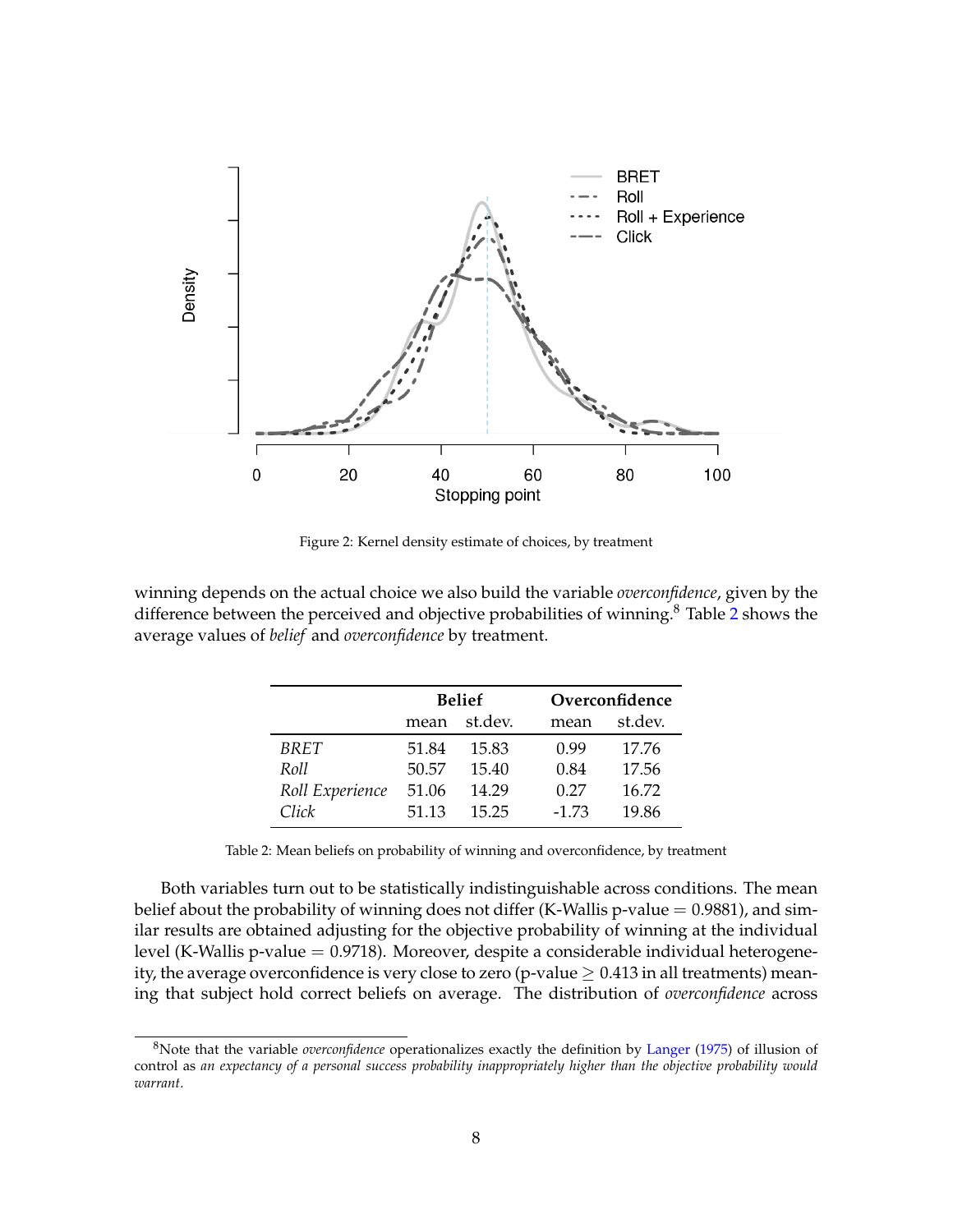Figure 2: Kernel density estimate of choices, by treatment

winning depends on the actual choice we also build the variable *overconfidence*, given by the difference between the perceived and objective probabilities of winning.[8] Table 2 shows the average values of *belief* and *overconfidence* by treatment.

| | Belief | | Overconfidence | |
|---|---|---|---|---|
| | mean | st.dev. | mean | st.dev. |
| *BRET* | 51.84 | 15.83 | 0.99 | 17.76 |
| *Roll* | 50.57 | 15.40 | 0.84 | 17.56 |
| *Roll Experience* | 51.06 | 14.29 | 0.27 | 16.72 |
| *Click* | 51.13 | 15.25 | -1.73 | 19.86 |

Table 2: Mean beliefs on probability of winning and overconfidence, by treatment

Both variables turn out to be statistically indistinguishable across conditions. The mean belief about the probability of winning does not differ (K-Wallis p-value $= 0.9881$), and similar results are obtained adjusting for the objective probability of winning at the individual level (K-Wallis p-value $= 0.9718$). Moreover, despite a considerable individual heterogeneity, the average overconfidence is very close to zero (p-value $\geq 0.413$ in all treatments) meaning that subject hold correct beliefs on average. The distribution of *overconfidence* across

[8] Note that the variable *overconfidence* operationalizes exactly the definition by Langer (1975) of illusion of control as *an expectancy of a personal success probability inappropriately higher than the objective probability would warrant*.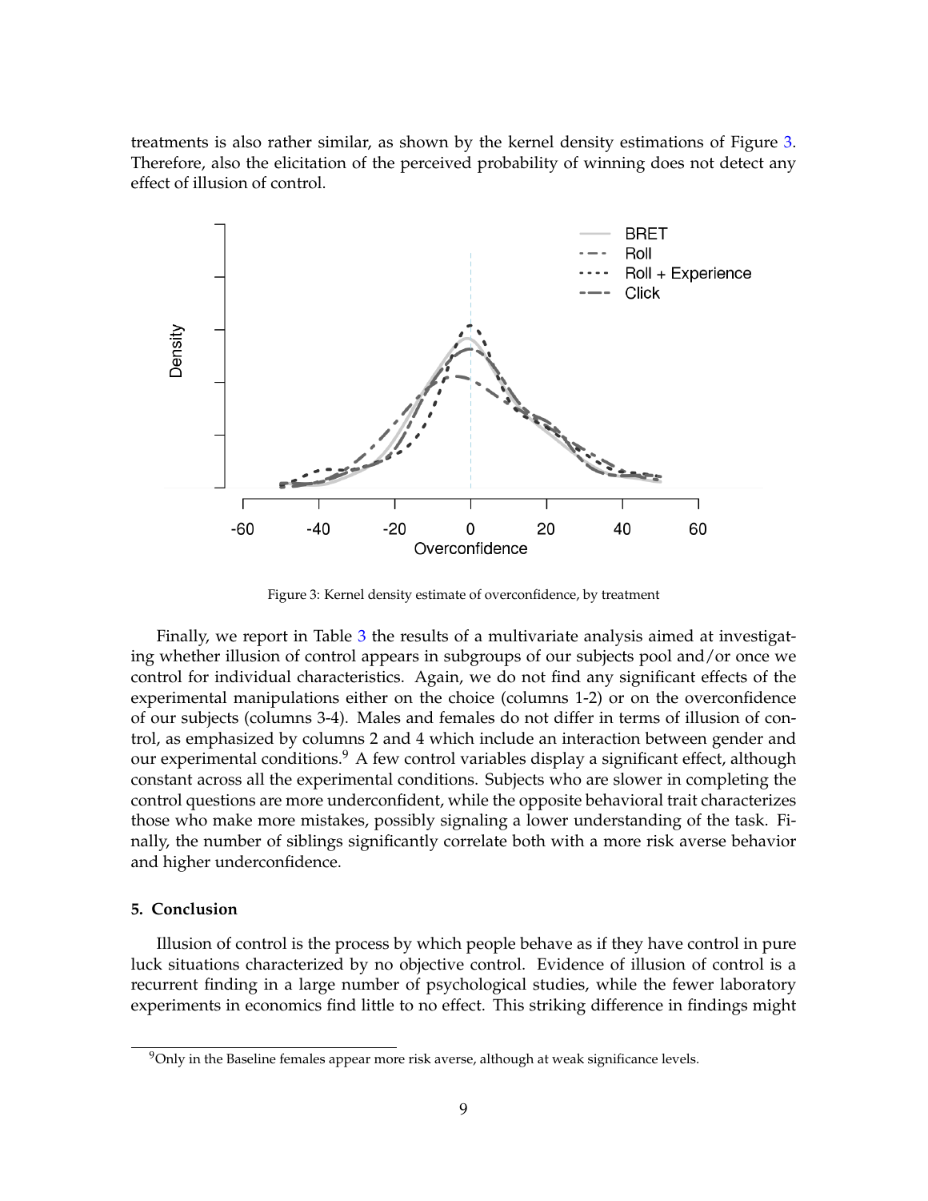treatments is also rather similar, as shown by the kernel density estimations of Figure 3. Therefore, also the elicitation of the perceived probability of winning does not detect any effect of illusion of control.

Figure 3: Kernel density estimate of overconfidence, by treatment

Finally, we report in Table 3 the results of a multivariate analysis aimed at investigating whether illusion of control appears in subgroups of our subjects pool and/or once we control for individual characteristics. Again, we do not find any significant effects of the experimental manipulations either on the choice (columns 1-2) or on the overconfidence of our subjects (columns 3-4). Males and females do not differ in terms of illusion of control, as emphasized by columns 2 and 4 which include an interaction between gender and our experimental conditions.[9] A few control variables display a significant effect, although constant across all the experimental conditions. Subjects who are slower in completing the control questions are more underconfident, while the opposite behavioral trait characterizes those who make more mistakes, possibly signaling a lower understanding of the task. Finally, the number of siblings significantly correlate both with a more risk averse behavior and higher underconfidence.

## 5. Conclusion

Illusion of control is the process by which people behave as if they have control in pure luck situations characterized by no objective control. Evidence of illusion of control is a recurrent finding in a large number of psychological studies, while the fewer laboratory experiments in economics find little to no effect. This striking difference in findings might

[9] Only in the Baseline females appear more risk averse, although at weak significance levels.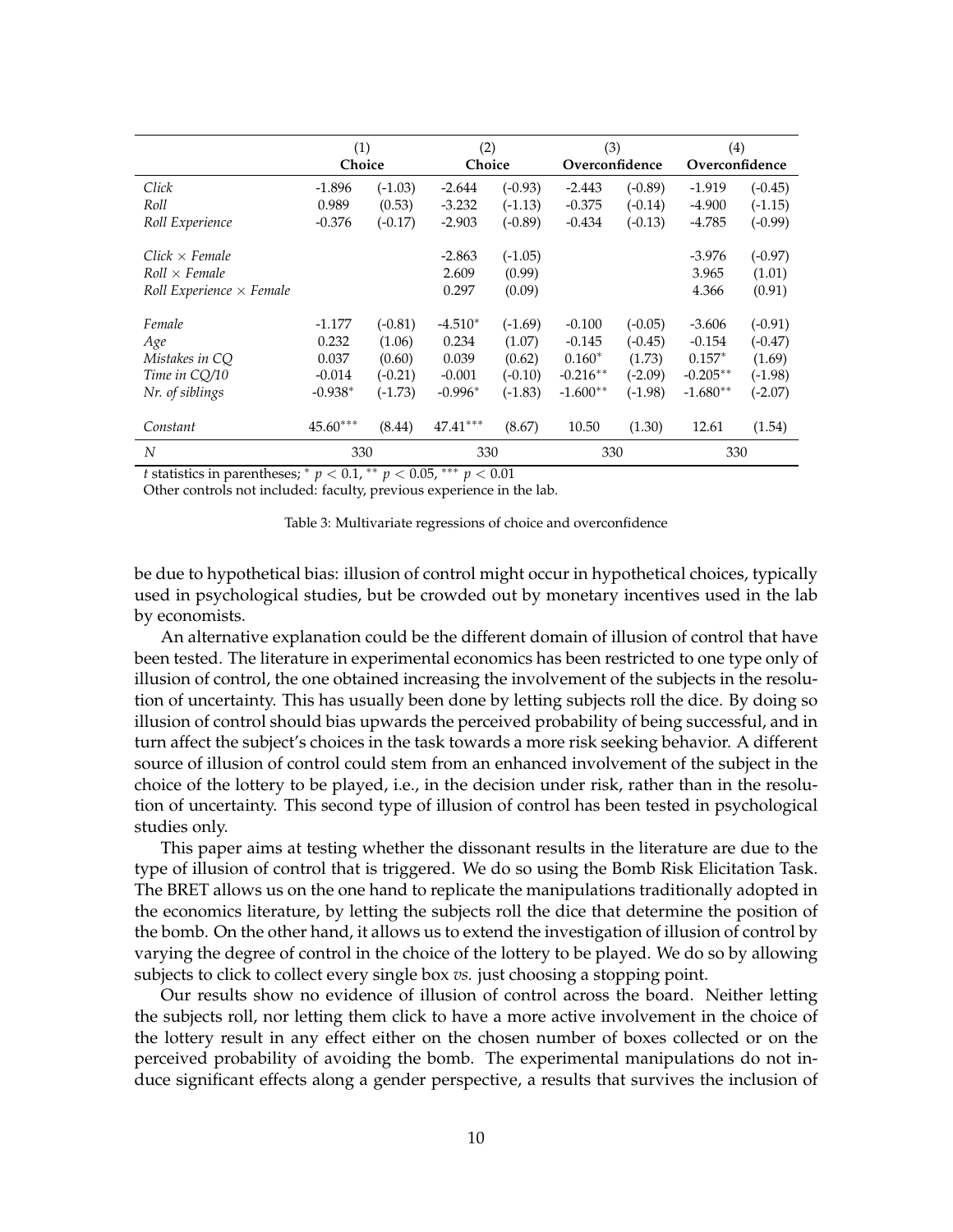| | (1) | | (2) | | (3) | | (4) | |
|---|---|---|---|---|---|---|---|---|
| | **Choice** | | **Choice** | | **Overconfidence** | | **Overconfidence** | |
| *Click* | -1.896 | (-1.03) | -2.644 | (-0.93) | -2.443 | (-0.89) | -1.919 | (-0.45) |
| *Roll* | 0.989 | (0.53) | -3.232 | (-1.13) | -0.375 | (-0.14) | -4.900 | (-1.15) |
| *Roll Experience* | -0.376 | (-0.17) | -2.903 | (-0.89) | -0.434 | (-0.13) | -4.785 | (-0.99) |
| *Click × Female* | | | -2.863 | (-1.05) | | | -3.976 | (-0.97) |
| *Roll × Female* | | | 2.609 | (0.99) | | | 3.965 | (1.01) |
| *Roll Experience × Female* | | | 0.297 | (0.09) | | | 4.366 | (0.91) |
| *Female* | -1.177 | (-0.81) | $-4.510^{*}$ | (-1.69) | -0.100 | (-0.05) | -3.606 | (-0.91) |
| *Age* | 0.232 | (1.06) | 0.234 | (1.07) | -0.145 | (-0.45) | -0.154 | (-0.47) |
| *Mistakes in CQ* | 0.037 | (0.60) | 0.039 | (0.62) | $0.160^{*}$ | (1.73) | $0.157^{*}$ | (1.69) |
| *Time in CQ/10* | -0.014 | (-0.21) | -0.001 | (-0.10) | $-0.216^{**}$ | (-2.09) | $-0.205^{**}$ | (-1.98) |
| *Nr. of siblings* | $-0.938^{*}$ | (-1.73) | $-0.996^{*}$ | (-1.83) | $-1.600^{**}$ | (-1.98) | $-1.680^{**}$ | (-2.07) |
| *Constant* | $45.60^{***}$ | (8.44) | $47.41^{***}$ | (8.67) | 10.50 | (1.30) | 12.61 | (1.54) |
| *N* | 330 | | 330 | | 330 | | 330 | |

*t* statistics in parentheses; $^{*}$ $p < 0.1$, $^{**}$ $p < 0.05$, $^{***}$ $p < 0.01$

Other controls not included: faculty, previous experience in the lab.

Table 3: Multivariate regressions of choice and overconfidence

be due to hypothetical bias: illusion of control might occur in hypothetical choices, typically used in psychological studies, but be crowded out by monetary incentives used in the lab by economists.

An alternative explanation could be the different domain of illusion of control that have been tested. The literature in experimental economics has been restricted to one type only of illusion of control, the one obtained increasing the involvement of the subjects in the resolution of uncertainty. This has usually been done by letting subjects roll the dice. By doing so illusion of control should bias upwards the perceived probability of being successful, and in turn affect the subject's choices in the task towards a more risk seeking behavior. A different source of illusion of control could stem from an enhanced involvement of the subject in the choice of the lottery to be played, i.e., in the decision under risk, rather than in the resolution of uncertainty. This second type of illusion of control has been tested in psychological studies only.

This paper aims at testing whether the dissonant results in the literature are due to the type of illusion of control that is triggered. We do so using the Bomb Risk Elicitation Task. The BRET allows us on the one hand to replicate the manipulations traditionally adopted in the economics literature, by letting the subjects roll the dice that determine the position of the bomb. On the other hand, it allows us to extend the investigation of illusion of control by varying the degree of control in the choice of the lottery to be played. We do so by allowing subjects to click to collect every single box *vs.* just choosing a stopping point.

Our results show no evidence of illusion of control across the board. Neither letting the subjects roll, nor letting them click to have a more active involvement in the choice of the lottery result in any effect either on the chosen number of boxes collected or on the perceived probability of avoiding the bomb. The experimental manipulations do not induce significant effects along a gender perspective, a results that survives the inclusion of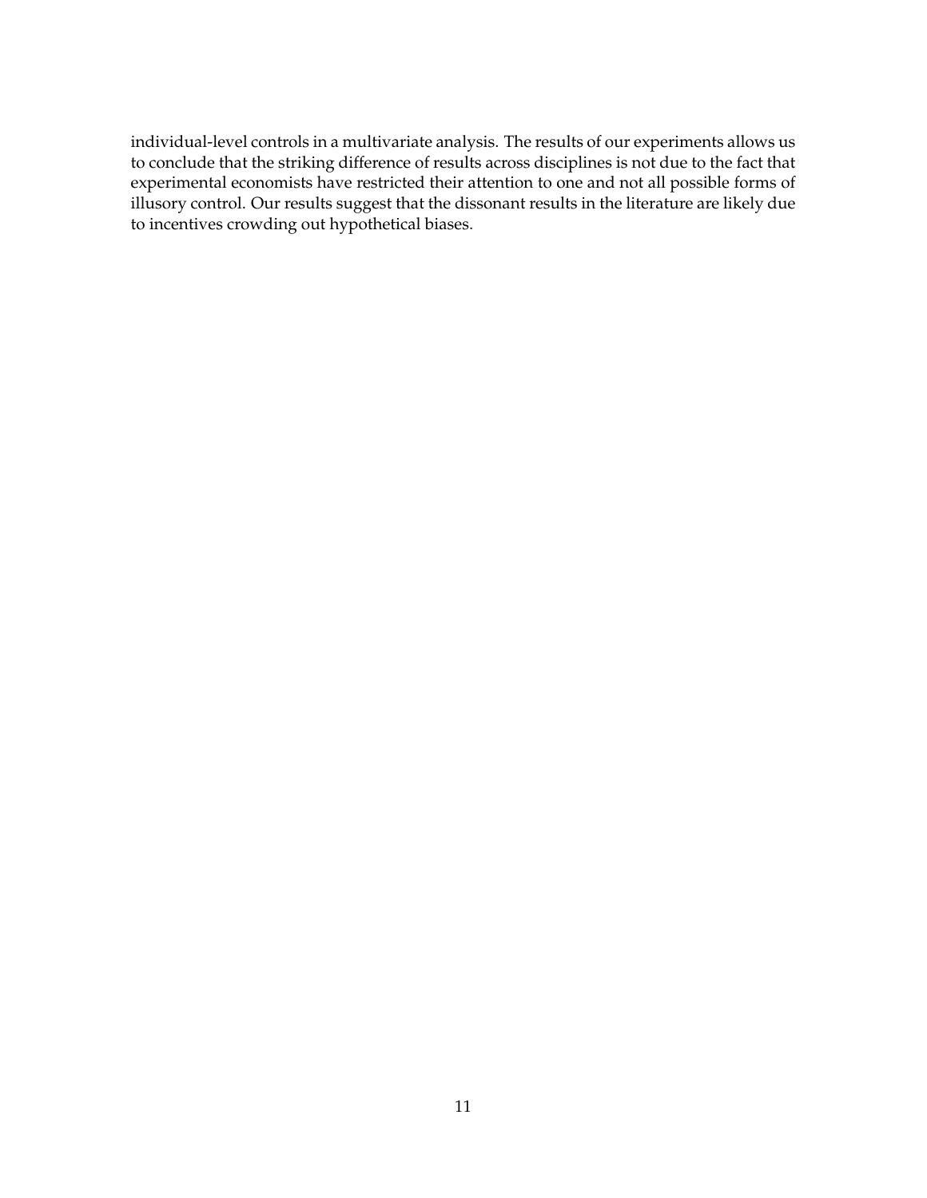individual-level controls in a multivariate analysis. The results of our experiments allows us to conclude that the striking difference of results across disciplines is not due to the fact that experimental economists have restricted their attention to one and not all possible forms of illusory control. Our results suggest that the dissonant results in the literature are likely due to incentives crowding out hypothetical biases.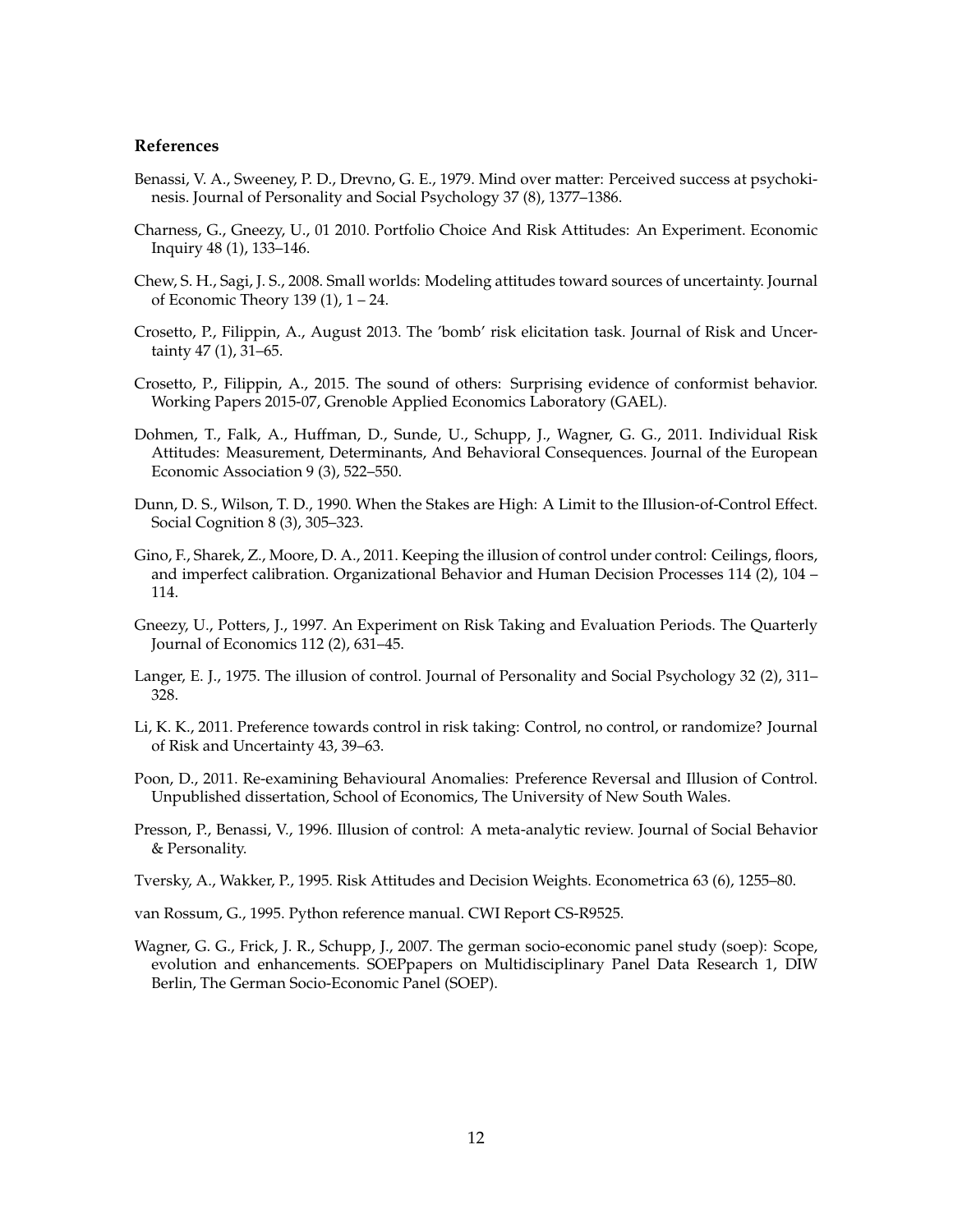### References

Benassi, V. A., Sweeney, P. D., Drevno, G. E., 1979. Mind over matter: Perceived success at psychokinesis. Journal of Personality and Social Psychology 37 (8), 1377–1386.

Charness, G., Gneezy, U., 01 2010. Portfolio Choice And Risk Attitudes: An Experiment. Economic Inquiry 48 (1), 133–146.

Chew, S. H., Sagi, J. S., 2008. Small worlds: Modeling attitudes toward sources of uncertainty. Journal of Economic Theory 139 (1), 1 – 24.

Crosetto, P., Filippin, A., August 2013. The 'bomb' risk elicitation task. Journal of Risk and Uncertainty 47 (1), 31–65.

Crosetto, P., Filippin, A., 2015. The sound of others: Surprising evidence of conformist behavior. Working Papers 2015-07, Grenoble Applied Economics Laboratory (GAEL).

Dohmen, T., Falk, A., Huffman, D., Sunde, U., Schupp, J., Wagner, G. G., 2011. Individual Risk Attitudes: Measurement, Determinants, And Behavioral Consequences. Journal of the European Economic Association 9 (3), 522–550.

Dunn, D. S., Wilson, T. D., 1990. When the Stakes are High: A Limit to the Illusion-of-Control Effect. Social Cognition 8 (3), 305–323.

Gino, F., Sharek, Z., Moore, D. A., 2011. Keeping the illusion of control under control: Ceilings, floors, and imperfect calibration. Organizational Behavior and Human Decision Processes 114 (2), 104 – 114.

Gneezy, U., Potters, J., 1997. An Experiment on Risk Taking and Evaluation Periods. The Quarterly Journal of Economics 112 (2), 631–45.

Langer, E. J., 1975. The illusion of control. Journal of Personality and Social Psychology 32 (2), 311–328.

Li, K. K., 2011. Preference towards control in risk taking: Control, no control, or randomize? Journal of Risk and Uncertainty 43, 39–63.

Poon, D., 2011. Re-examining Behavioural Anomalies: Preference Reversal and Illusion of Control. Unpublished dissertation, School of Economics, The University of New South Wales.

Presson, P., Benassi, V., 1996. Illusion of control: A meta-analytic review. Journal of Social Behavior & Personality.

Tversky, A., Wakker, P., 1995. Risk Attitudes and Decision Weights. Econometrica 63 (6), 1255–80.

van Rossum, G., 1995. Python reference manual. CWI Report CS-R9525.

Wagner, G. G., Frick, J. R., Schupp, J., 2007. The german socio-economic panel study (soep): Scope, evolution and enhancements. SOEPpapers on Multidisciplinary Panel Data Research 1, DIW Berlin, The German Socio-Economic Panel (SOEP).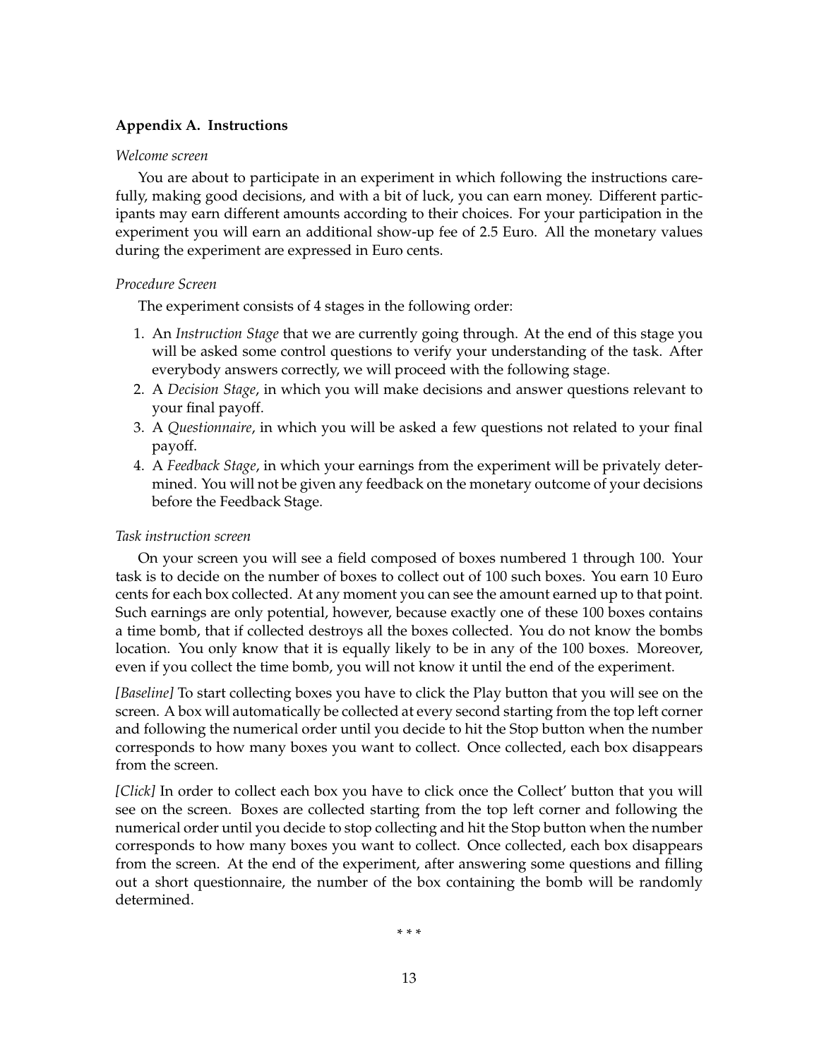## Appendix A. Instructions

*Welcome screen*

You are about to participate in an experiment in which following the instructions carefully, making good decisions, and with a bit of luck, you can earn money. Different participants may earn different amounts according to their choices. For your participation in the experiment you will earn an additional show-up fee of 2.5 Euro. All the monetary values during the experiment are expressed in Euro cents.

*Procedure Screen*

The experiment consists of 4 stages in the following order:

1. An *Instruction Stage* that we are currently going through. At the end of this stage you will be asked some control questions to verify your understanding of the task. After everybody answers correctly, we will proceed with the following stage.
2. A *Decision Stage*, in which you will make decisions and answer questions relevant to your final payoff.
3. A *Questionnaire*, in which you will be asked a few questions not related to your final payoff.
4. A *Feedback Stage*, in which your earnings from the experiment will be privately determined. You will not be given any feedback on the monetary outcome of your decisions before the Feedback Stage.

*Task instruction screen*

On your screen you will see a field composed of boxes numbered 1 through 100. Your task is to decide on the number of boxes to collect out of 100 such boxes. You earn 10 Euro cents for each box collected. At any moment you can see the amount earned up to that point. Such earnings are only potential, however, because exactly one of these 100 boxes contains a time bomb, that if collected destroys all the boxes collected. You do not know the bombs location. You only know that it is equally likely to be in any of the 100 boxes. Moreover, even if you collect the time bomb, you will not know it until the end of the experiment.

*[Baseline]* To start collecting boxes you have to click the Play button that you will see on the screen. A box will automatically be collected at every second starting from the top left corner and following the numerical order until you decide to hit the Stop button when the number corresponds to how many boxes you want to collect. Once collected, each box disappears from the screen.

*[Click]* In order to collect each box you have to click once the Collect' button that you will see on the screen. Boxes are collected starting from the top left corner and following the numerical order until you decide to stop collecting and hit the Stop button when the number corresponds to how many boxes you want to collect. Once collected, each box disappears from the screen. At the end of the experiment, after answering some questions and filling out a short questionnaire, the number of the box containing the bomb will be randomly determined.

\* \* \*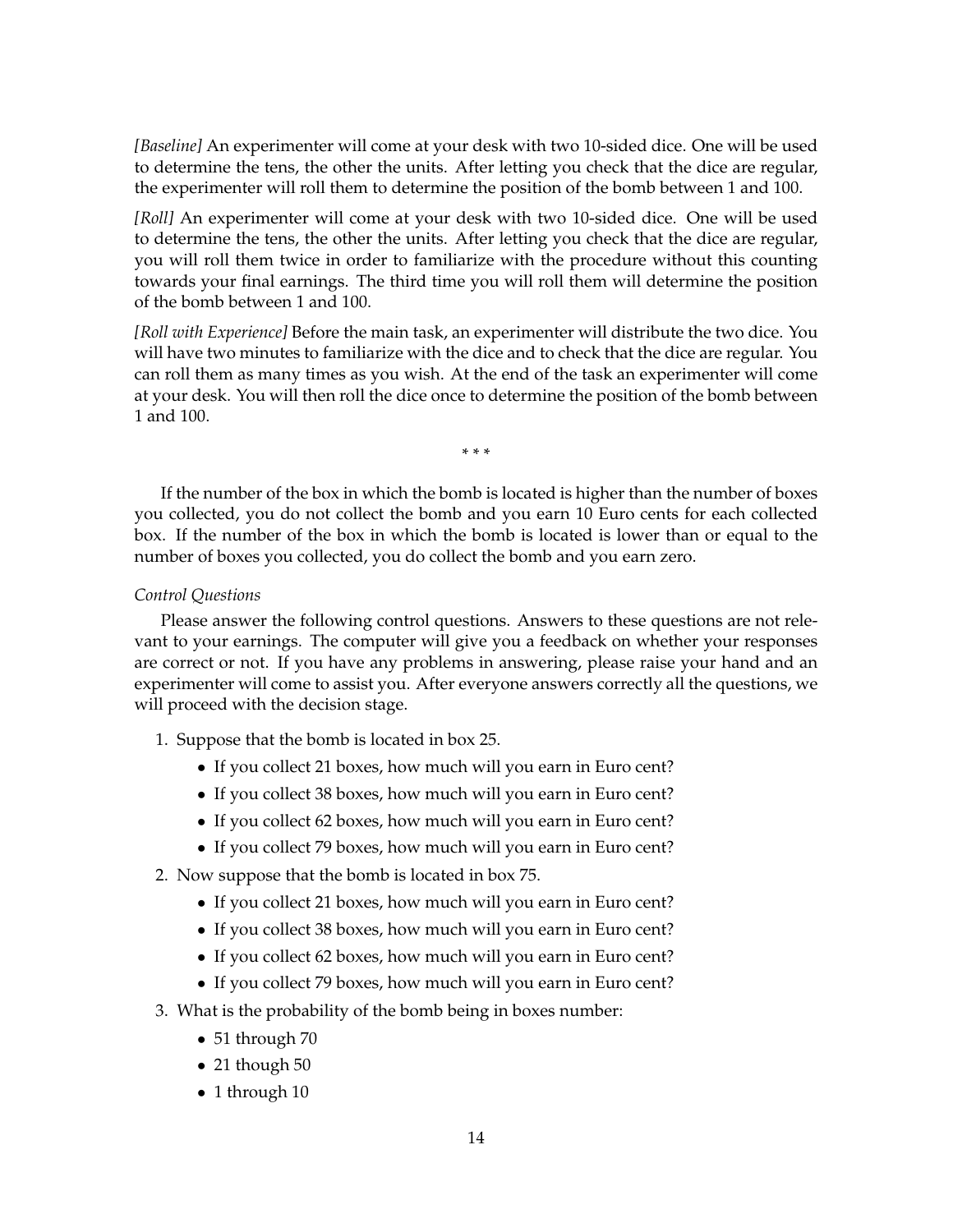*[Baseline]* An experimenter will come at your desk with two 10-sided dice. One will be used to determine the tens, the other the units. After letting you check that the dice are regular, the experimenter will roll them to determine the position of the bomb between 1 and 100.

*[Roll]* An experimenter will come at your desk with two 10-sided dice. One will be used to determine the tens, the other the units. After letting you check that the dice are regular, you will roll them twice in order to familiarize with the procedure without this counting towards your final earnings. The third time you will roll them will determine the position of the bomb between 1 and 100.

*[Roll with Experience]* Before the main task, an experimenter will distribute the two dice. You will have two minutes to familiarize with the dice and to check that the dice are regular. You can roll them as many times as you wish. At the end of the task an experimenter will come at your desk. You will then roll the dice once to determine the position of the bomb between 1 and 100.

\* \* \*

If the number of the box in which the bomb is located is higher than the number of boxes you collected, you do not collect the bomb and you earn 10 Euro cents for each collected box. If the number of the box in which the bomb is located is lower than or equal to the number of boxes you collected, you do collect the bomb and you earn zero.

*Control Questions*

Please answer the following control questions. Answers to these questions are not relevant to your earnings. The computer will give you a feedback on whether your responses are correct or not. If you have any problems in answering, please raise your hand and an experimenter will come to assist you. After everyone answers correctly all the questions, we will proceed with the decision stage.

1. Suppose that the bomb is located in box 25.
   - If you collect 21 boxes, how much will you earn in Euro cent?
   - If you collect 38 boxes, how much will you earn in Euro cent?
   - If you collect 62 boxes, how much will you earn in Euro cent?
   - If you collect 79 boxes, how much will you earn in Euro cent?
2. Now suppose that the bomb is located in box 75.
   - If you collect 21 boxes, how much will you earn in Euro cent?
   - If you collect 38 boxes, how much will you earn in Euro cent?
   - If you collect 62 boxes, how much will you earn in Euro cent?
   - If you collect 79 boxes, how much will you earn in Euro cent?
3. What is the probability of the bomb being in boxes number:
   - 51 through 70
   - 21 though 50
   - 1 through 10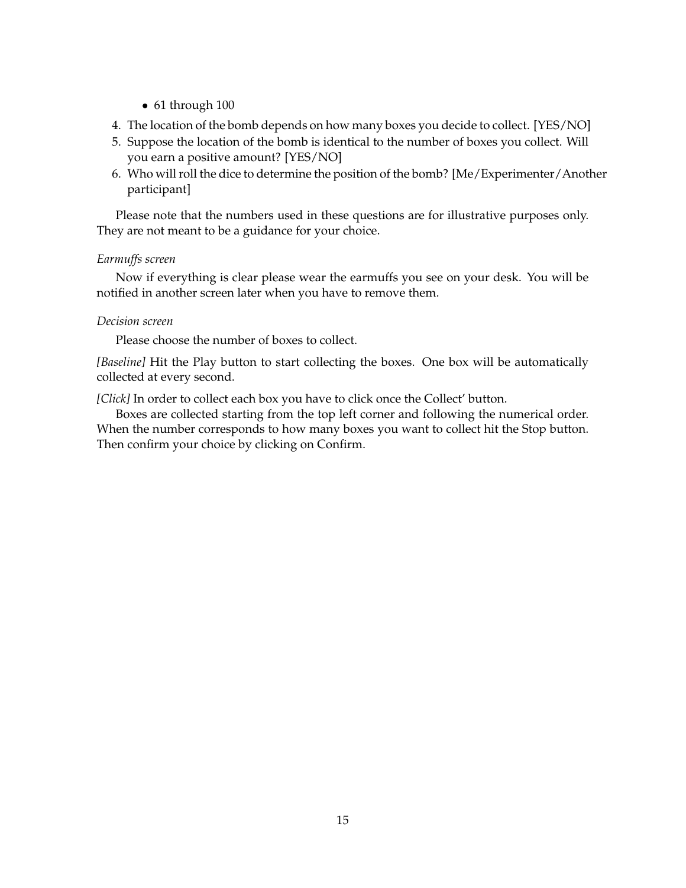- 61 through 100

4. The location of the bomb depends on how many boxes you decide to collect. [YES/NO]
5. Suppose the location of the bomb is identical to the number of boxes you collect. Will you earn a positive amount? [YES/NO]
6. Who will roll the dice to determine the position of the bomb? [Me/Experimenter/Another participant]

Please note that the numbers used in these questions are for illustrative purposes only. They are not meant to be a guidance for your choice.

*Earmuffs screen*

Now if everything is clear please wear the earmuffs you see on your desk. You will be notified in another screen later when you have to remove them.

*Decision screen*

Please choose the number of boxes to collect.

*[Baseline]* Hit the Play button to start collecting the boxes. One box will be automatically collected at every second.

*[Click]* In order to collect each box you have to click once the Collect' button.

Boxes are collected starting from the top left corner and following the numerical order. When the number corresponds to how many boxes you want to collect hit the Stop button. Then confirm your choice by clicking on Confirm.